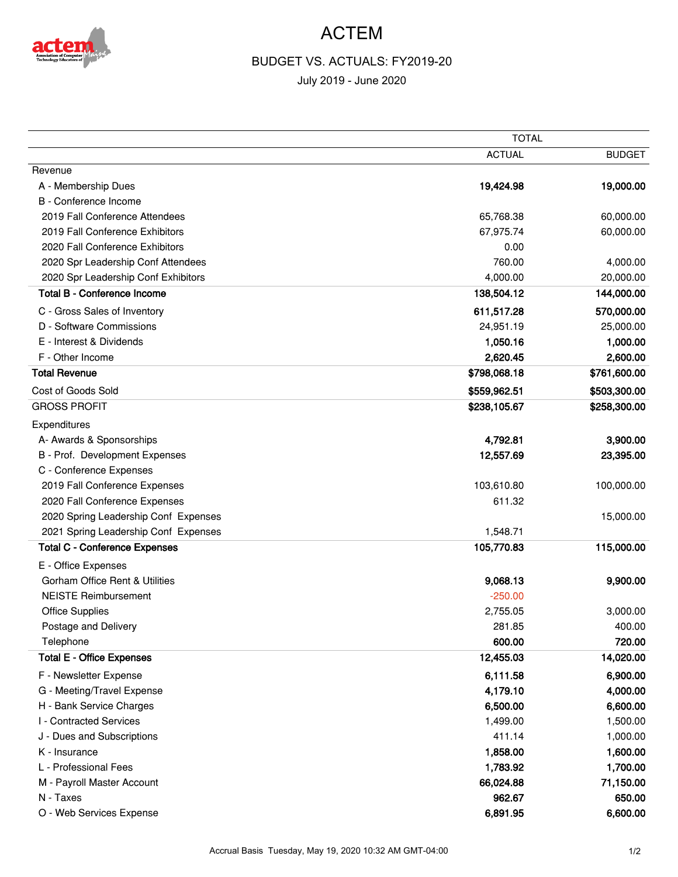# ACTEM

## BUDGET VS. ACTUALS: FY2019-20

July 2019 - June 2020

| | TOTAL | |
|---|---|---|
| | ACTUAL | BUDGET |
| Revenue | | |
| A - Membership Dues | **19,424.98** | **19,000.00** |
| B - Conference Income | | |
| 2019 Fall Conference Attendees | 65,768.38 | 60,000.00 |
| 2019 Fall Conference Exhibitors | 67,975.74 | 60,000.00 |
| 2020 Fall Conference Exhibitors | 0.00 | |
| 2020 Spr Leadership Conf Attendees | 760.00 | 4,000.00 |
| 2020 Spr Leadership Conf Exhibitors | 4,000.00 | 20,000.00 |
| **Total B - Conference Income** | **138,504.12** | **144,000.00** |
| C - Gross Sales of Inventory | **611,517.28** | **570,000.00** |
| D - Software Commissions | 24,951.19 | 25,000.00 |
| E - Interest & Dividends | **1,050.16** | **1,000.00** |
| F - Other Income | **2,620.45** | **2,600.00** |
| **Total Revenue** | **$798,068.18** | **$761,600.00** |
| Cost of Goods Sold | **$559,962.51** | **$503,300.00** |
| GROSS PROFIT | **$238,105.67** | **$258,300.00** |
| Expenditures | | |
| A- Awards & Sponsorships | **4,792.81** | **3,900.00** |
| B - Prof. Development Expenses | **12,557.69** | **23,395.00** |
| C - Conference Expenses | | |
| 2019 Fall Conference Expenses | 103,610.80 | 100,000.00 |
| 2020 Fall Conference Expenses | 611.32 | |
| 2020 Spring Leadership Conf Expenses | | 15,000.00 |
| 2021 Spring Leadership Conf Expenses | 1,548.71 | |
| **Total C - Conference Expenses** | **105,770.83** | **115,000.00** |
| E - Office Expenses | | |
| Gorham Office Rent & Utilities | **9,068.13** | **9,900.00** |
| NEISTE Reimbursement | -250.00 | |
| Office Supplies | 2,755.05 | 3,000.00 |
| Postage and Delivery | 281.85 | 400.00 |
| Telephone | **600.00** | **720.00** |
| **Total E - Office Expenses** | **12,455.03** | **14,020.00** |
| F - Newsletter Expense | **6,111.58** | **6,900.00** |
| G - Meeting/Travel Expense | **4,179.10** | **4,000.00** |
| H - Bank Service Charges | **6,500.00** | **6,600.00** |
| I - Contracted Services | 1,499.00 | 1,500.00 |
| J - Dues and Subscriptions | 411.14 | 1,000.00 |
| K - Insurance | **1,858.00** | **1,600.00** |
| L - Professional Fees | **1,783.92** | **1,700.00** |
| M - Payroll Master Account | **66,024.88** | **71,150.00** |
| N - Taxes | **962.67** | **650.00** |
| O - Web Services Expense | **6,891.95** | **6,600.00** |

Accrual Basis Tuesday, May 19, 2020 10:32 AM GMT-04:00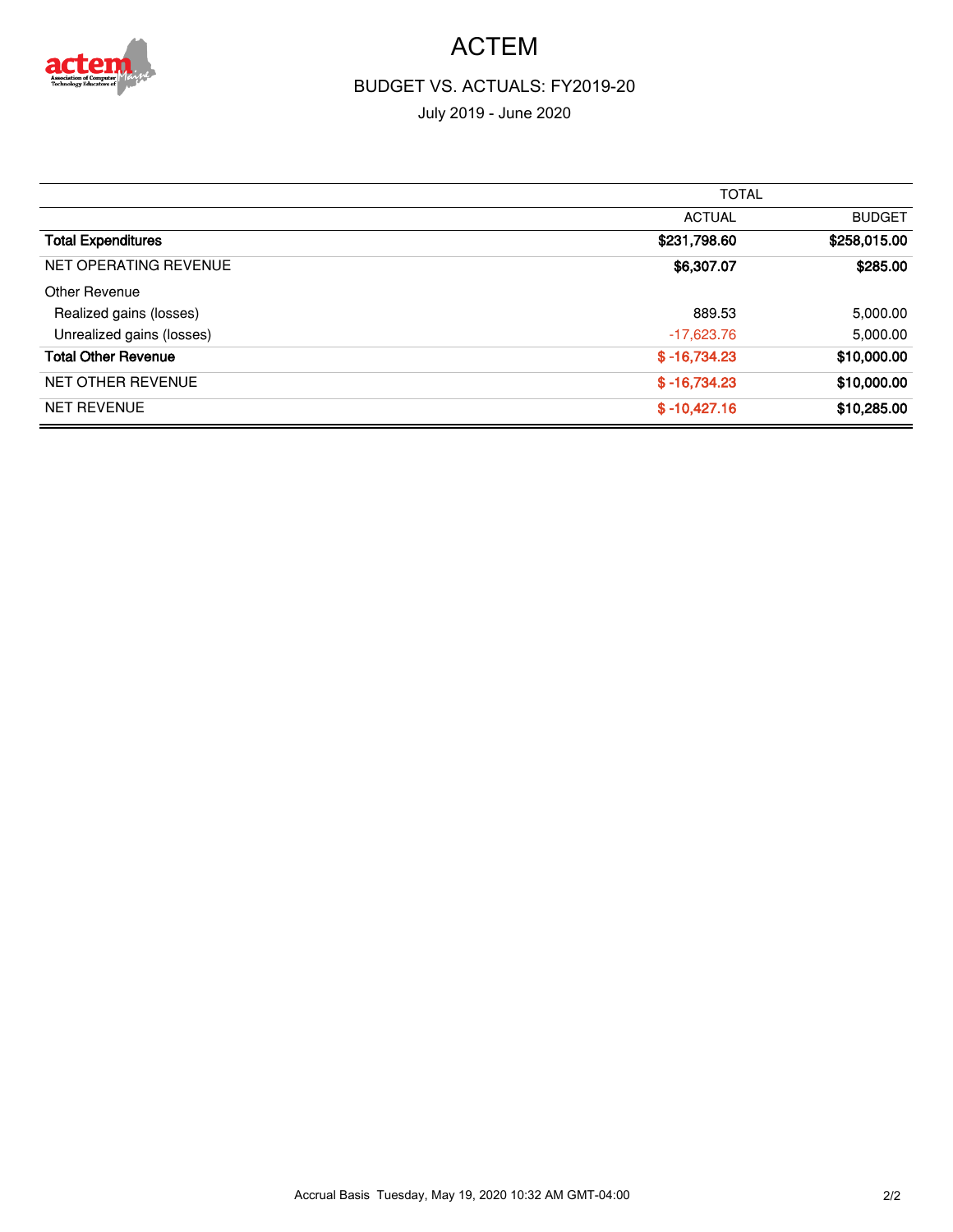# ACTEM

## BUDGET VS. ACTUALS: FY2019-20

July 2019 - June 2020

| | TOTAL | |
|---|---|---|
| | ACTUAL | BUDGET |
| **Total Expenditures** | **$231,798.60** | **$258,015.00** |
| NET OPERATING REVENUE | **$6,307.07** | **$285.00** |
| Other Revenue | | |
| Realized gains (losses) | 889.53 | 5,000.00 |
| Unrealized gains (losses) | -17,623.76 | 5,000.00 |
| **Total Other Revenue** | **$ -16,734.23** | **$10,000.00** |
| NET OTHER REVENUE | **$ -16,734.23** | **$10,000.00** |
| NET REVENUE | **$ -10,427.16** | **$10,285.00** |

Accrual Basis Tuesday, May 19, 2020 10:32 AM GMT-04:00